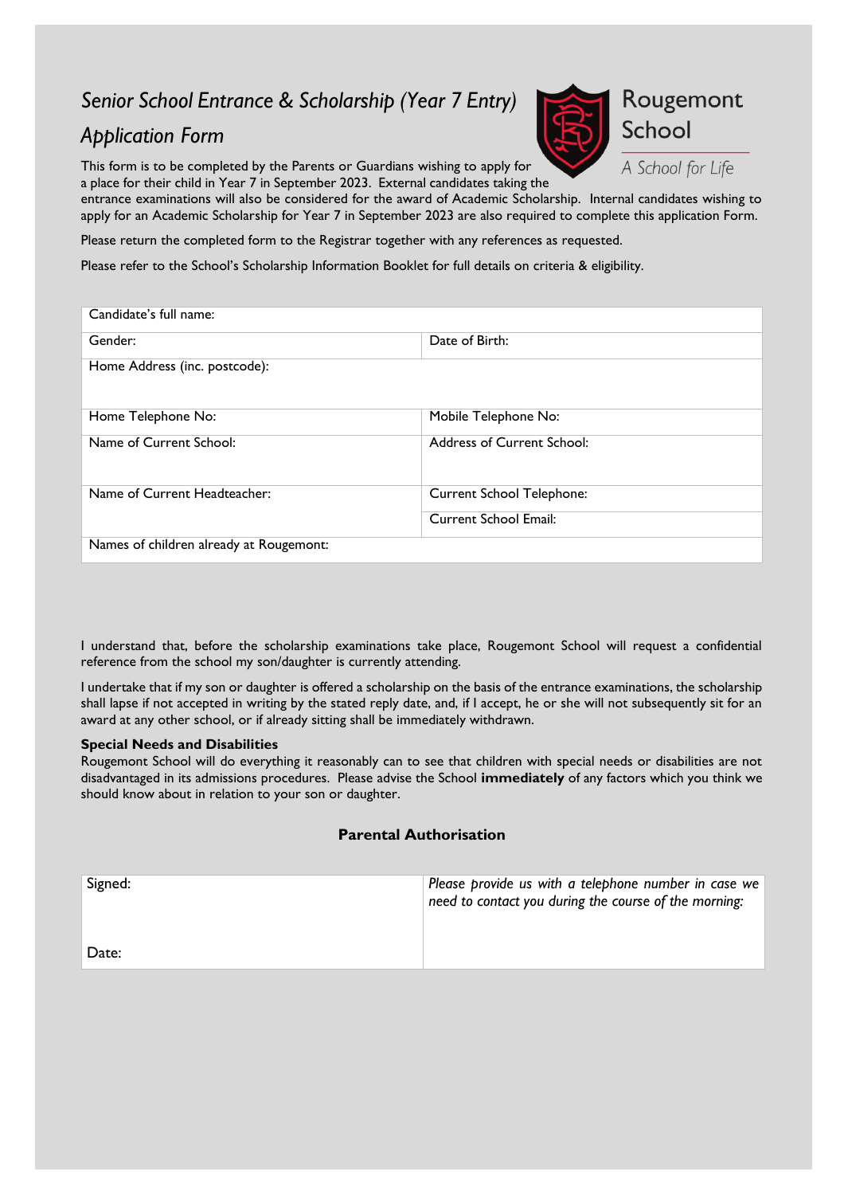# *Senior School Entrance & Scholarship (Year 7 Entry) Application Form*

Rougemont School

*A School for Life*

This form is to be completed by the Parents or Guardians wishing to apply for a place for their child in Year 7 in September 2023. External candidates taking the entrance examinations will also be considered for the award of Academic Scholarship. Internal candidates wishing to apply for an Academic Scholarship for Year 7 in September 2023 are also required to complete this application Form.

Please return the completed form to the Registrar together with any references as requested.

Please refer to the School's Scholarship Information Booklet for full details on criteria & eligibility.

| Candidate's full name: | |
|---|---|
| Gender: | Date of Birth: |
| Home Address (inc. postcode): | |
| Home Telephone No: | Mobile Telephone No: |
| Name of Current School: | Address of Current School: |
| Name of Current Headteacher: | Current School Telephone: |
| | Current School Email: |
| Names of children already at Rougemont: | |

I understand that, before the scholarship examinations take place, Rougemont School will request a confidential reference from the school my son/daughter is currently attending.

I undertake that if my son or daughter is offered a scholarship on the basis of the entrance examinations, the scholarship shall lapse if not accepted in writing by the stated reply date, and, if I accept, he or she will not subsequently sit for an award at any other school, or if already sitting shall be immediately withdrawn.

**Special Needs and Disabilities**

Rougemont School will do everything it reasonably can to see that children with special needs or disabilities are not disadvantaged in its admissions procedures. Please advise the School **immediately** of any factors which you think we should know about in relation to your son or daughter.

**Parental Authorisation**

| Signed: | *Please provide us with a telephone number in case we need to contact you during the course of the morning:* |
|---|---|
| Date: | |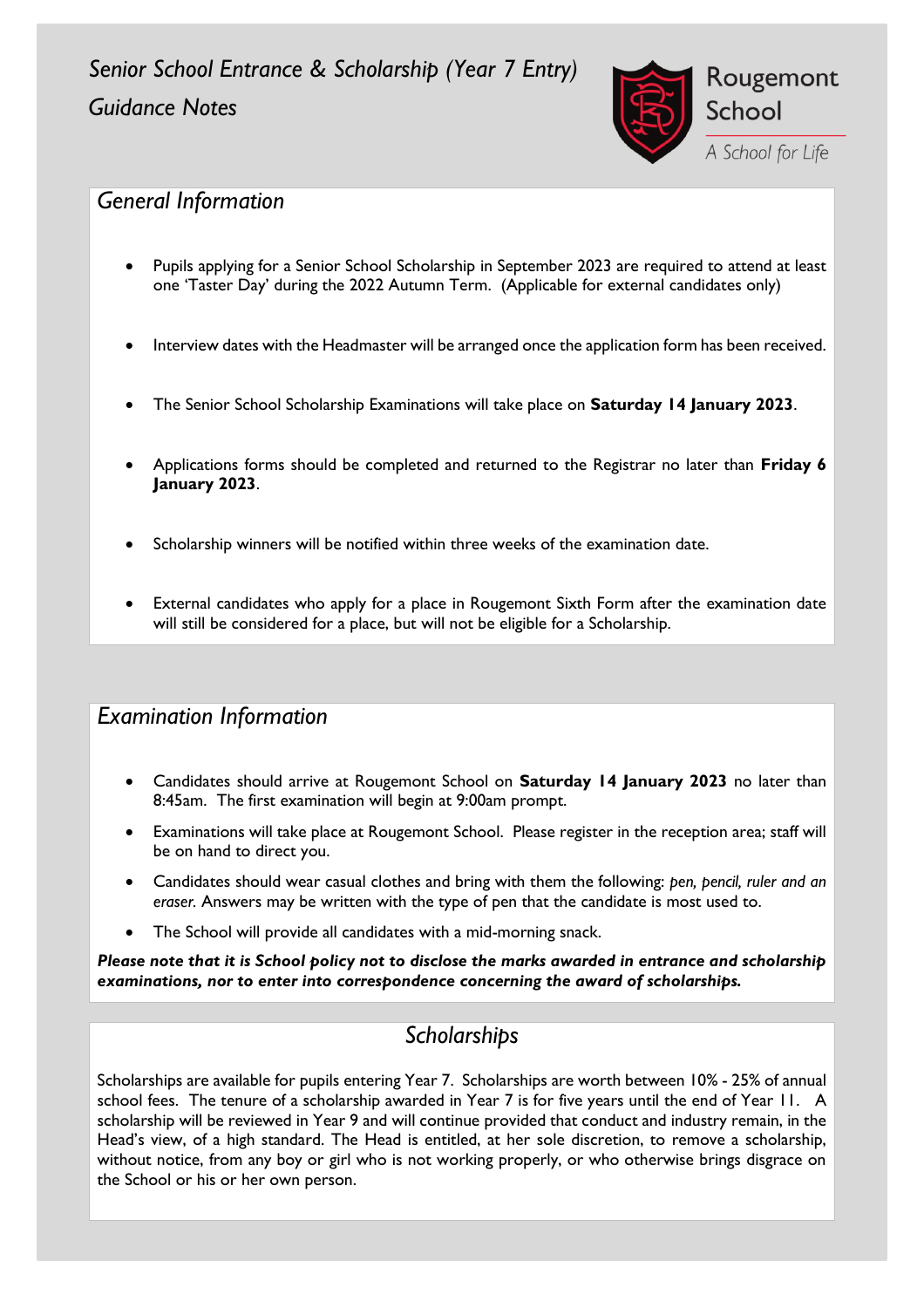# *Senior School Entrance & Scholarship (Year 7 Entry) Guidance Notes*

Rougemont School

*A School for Life*

## *General Information*

- Pupils applying for a Senior School Scholarship in September 2023 are required to attend at least one 'Taster Day' during the 2022 Autumn Term. (Applicable for external candidates only)
- Interview dates with the Headmaster will be arranged once the application form has been received.
- The Senior School Scholarship Examinations will take place on **Saturday 14 January 2023**.
- Applications forms should be completed and returned to the Registrar no later than **Friday 6 January 2023**.
- Scholarship winners will be notified within three weeks of the examination date.
- External candidates who apply for a place in Rougemont Sixth Form after the examination date will still be considered for a place, but will not be eligible for a Scholarship.

## *Examination Information*

- Candidates should arrive at Rougemont School on **Saturday 14 January 2023** no later than 8:45am. The first examination will begin at 9:00am prompt.
- Examinations will take place at Rougemont School. Please register in the reception area; staff will be on hand to direct you.
- Candidates should wear casual clothes and bring with them the following: *pen, pencil, ruler and an eraser.* Answers may be written with the type of pen that the candidate is most used to.
- The School will provide all candidates with a mid-morning snack.

***Please note that it is School policy not to disclose the marks awarded in entrance and scholarship examinations, nor to enter into correspondence concerning the award of scholarships.***

## *Scholarships*

Scholarships are available for pupils entering Year 7. Scholarships are worth between 10% - 25% of annual school fees. The tenure of a scholarship awarded in Year 7 is for five years until the end of Year 11. A scholarship will be reviewed in Year 9 and will continue provided that conduct and industry remain, in the Head's view, of a high standard. The Head is entitled, at her sole discretion, to remove a scholarship, without notice, from any boy or girl who is not working properly, or who otherwise brings disgrace on the School or his or her own person.